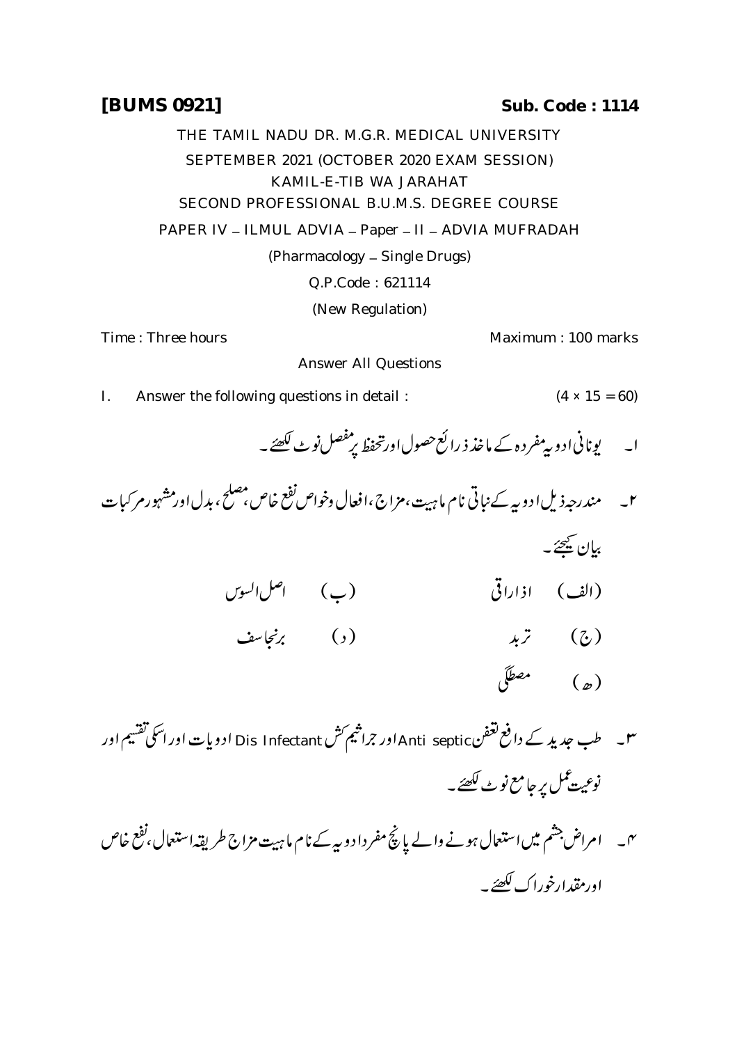**[BUMS 0921]** **Sub. Code : 1114**

THE TAMIL NADU DR. M.G.R. MEDICAL UNIVERSITY

SEPTEMBER 2021 (OCTOBER 2020 EXAM SESSION)

KAMIL-E-TIB WA JARAHAT

SECOND PROFESSIONAL B.U.M.S. DEGREE COURSE

PAPER IV – ILMUL ADVIA – Paper – II – ADVIA MUFRADAH

(Pharmacology – Single Drugs)

Q.P.Code : 621114

(New Regulation)

Time : Three hours Maximum : 100 marks

Answer All Questions

I. Answer the following questions in detail : (4 × 15 = 60)

۱۔ یونانی ادویہ مفردہ کے ماخذ ذرائع حصول اور تحفظ پر مفصل نوٹ لکھئے۔

۲۔ مندرجہ ذیل ادویہ کے نباتی نام ماہیت، مزاج، افعال وخواص نفع خاص، مصلح، بدل اور مشہور مرکبات بیان کیجئے۔

(الف) اذاراقی (ب) اصل السوس

(ج) تربد (د) برنجاسف

(ھ) مصطگی

۳۔ طب جدید کے دافع تعفن Anti septic اور جراثیم کش Dis Infectant ادویات اور اسکی تقسیم اور نوعیت عمل پر جامع نوٹ لکھئے۔

۴۔ امراض چشم میں استعمال ہونے والے پانچ مفرد ادویہ کے نام ماہیت مزاج طریقہ استعمال، نفع خاص اور مقدار خوراک لکھئے۔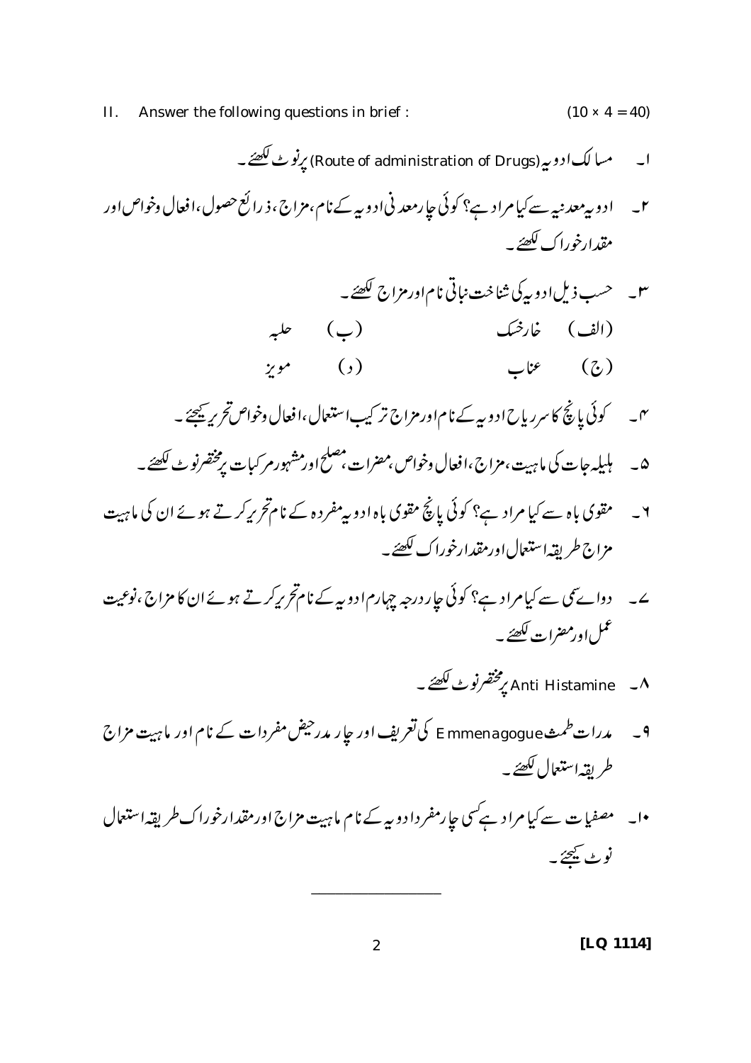II. Answer the following questions in brief : (10 × 4 = 40)

۱۔ مسالک ادویہ (Route of administration of Drugs) پر نوٹ لکھئے۔

۲۔ ادویہ معدنیہ سے کیا مراد ہے؟ کوئی چار معدنی ادویہ کے نام، مزاج، ذرائع حصول، افعال وخواص اور مقدار خوراک لکھئے۔

۳۔ حسب ذیل ادویہ کی شناخت نباتی نام اور مزاج لکھئے۔

(الف) خارخسک (ب) حلبہ

(ج) عناب (د) مویز

۴۔ کوئی پانچ کا سر ریاح ادویہ کے نام اور مزاج ترکیب استعمال، افعال وخواص تحریر کیجئے۔

۵۔ ہلیلہ جات کی ماہیت، مزاج، افعال وخواص، مضرات، مصلح اور مشہور مرکبات پر مختصر نوٹ لکھئے۔

۶۔ مقوی باہ سے کیا مراد ہے؟ کوئی پانچ مقوی باہ ادویہ مفردہ کے نام تحریر کرتے ہوئے ان کی ماہیت مزاج طریقہ استعمال اور مقدار خوراک لکھئے۔

۷۔ دوائے سمی سے کیا مراد ہے؟ کوئی چار درجہ چہارم ادویہ کے نام تحریر کرتے ہوئے ان کا مزاج، نوعیت عمل اور مضرات لکھئے۔

۸۔ Anti Histamine پر مختصر نوٹ لکھئے۔

۹۔ مدرات طمث Emmenagogue کی تعریف اور چار مدر حیض مفردات کے نام اور ماہیت مزاج طریقہ استعمال لکھئے۔

۱۰۔ مصفیات سے کیا مراد ہے کسی چار مفرد ادویہ کے نام ماہیت مزاج اور مقدار خوراک طریقہ استعمال نوٹ کیجئے۔

---

[LQ 1114]